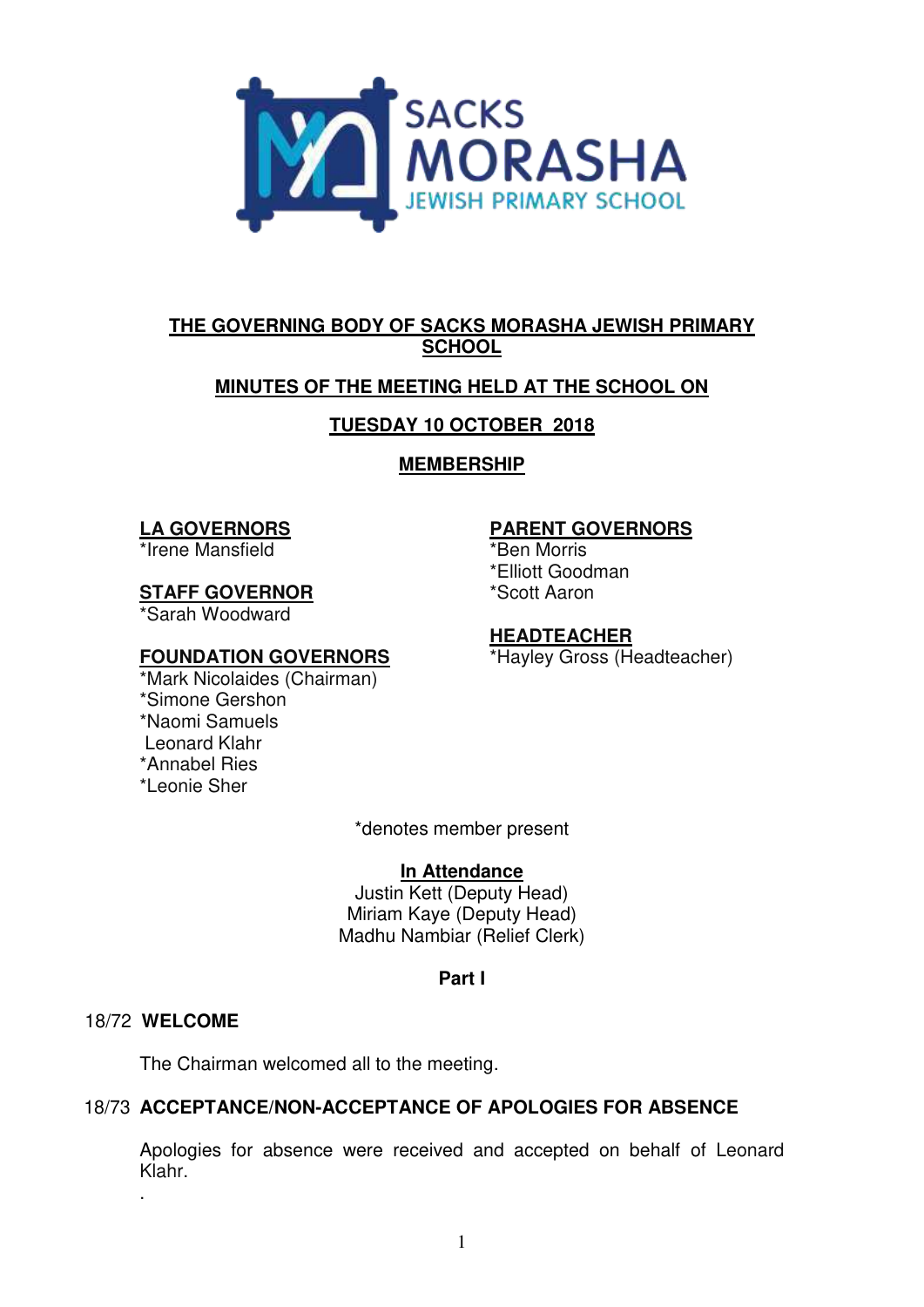SACKS MORASHA JEWISH PRIMARY SCHOOL

# THE GOVERNING BODY OF SACKS MORASHA JEWISH PRIMARY SCHOOL

## MINUTES OF THE MEETING HELD AT THE SCHOOL ON

## TUESDAY 10 OCTOBER 2018

## MEMBERSHIP

**LA GOVERNORS**
*Irene Mansfield

**STAFF GOVERNOR**
*Sarah Woodward

**FOUNDATION GOVERNORS**
*Mark Nicolaides (Chairman)
*Simone Gershon
*Naomi Samuels
Leonard Klahr
*Annabel Ries
*Leonie Sher

**PARENT GOVERNORS**
*Ben Morris
*Elliott Goodman
*Scott Aaron

**HEADTEACHER**
*Hayley Gross (Headteacher)

*denotes member present

**In Attendance**
Justin Kett (Deputy Head)
Miriam Kaye (Deputy Head)
Madhu Nambiar (Relief Clerk)

**Part I**

### 18/72 WELCOME

The Chairman welcomed all to the meeting.

### 18/73 ACCEPTANCE/NON-ACCEPTANCE OF APOLOGIES FOR ABSENCE

Apologies for absence were received and accepted on behalf of Leonard Klahr.

.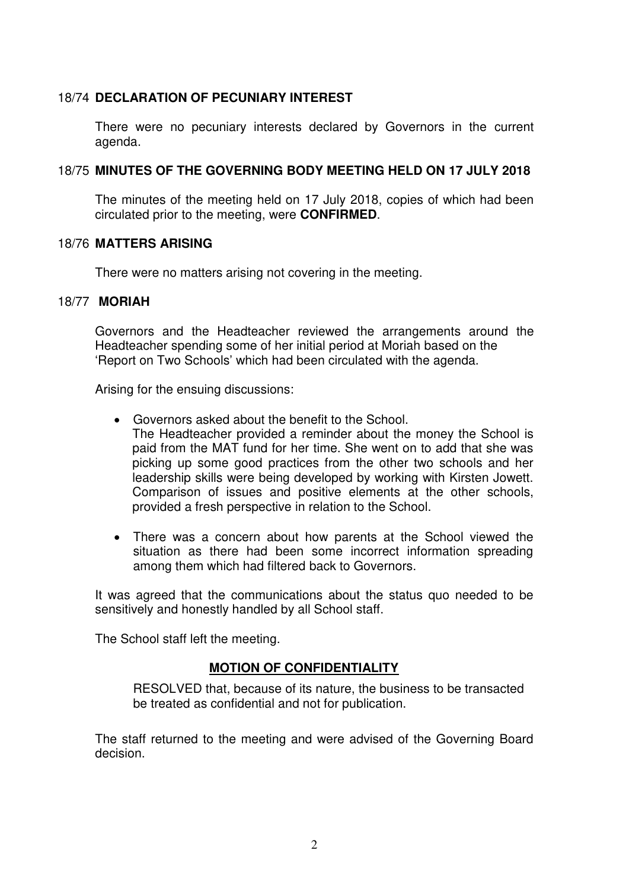### 18/74 DECLARATION OF PECUNIARY INTEREST

There were no pecuniary interests declared by Governors in the current agenda.

### 18/75 MINUTES OF THE GOVERNING BODY MEETING HELD ON 17 JULY 2018

The minutes of the meeting held on 17 July 2018, copies of which had been circulated prior to the meeting, were **CONFIRMED**.

### 18/76 MATTERS ARISING

There were no matters arising not covering in the meeting.

### 18/77 MORIAH

Governors and the Headteacher reviewed the arrangements around the Headteacher spending some of her initial period at Moriah based on the 'Report on Two Schools' which had been circulated with the agenda.

Arising for the ensuing discussions:

- Governors asked about the benefit to the School.
  The Headteacher provided a reminder about the money the School is paid from the MAT fund for her time. She went on to add that she was picking up some good practices from the other two schools and her leadership skills were being developed by working with Kirsten Jowett. Comparison of issues and positive elements at the other schools, provided a fresh perspective in relation to the School.

- There was a concern about how parents at the School viewed the situation as there had been some incorrect information spreading among them which had filtered back to Governors.

It was agreed that the communications about the status quo needed to be sensitively and honestly handled by all School staff.

The School staff left the meeting.

**MOTION OF CONFIDENTIALITY**

RESOLVED that, because of its nature, the business to be transacted be treated as confidential and not for publication.

The staff returned to the meeting and were advised of the Governing Board decision.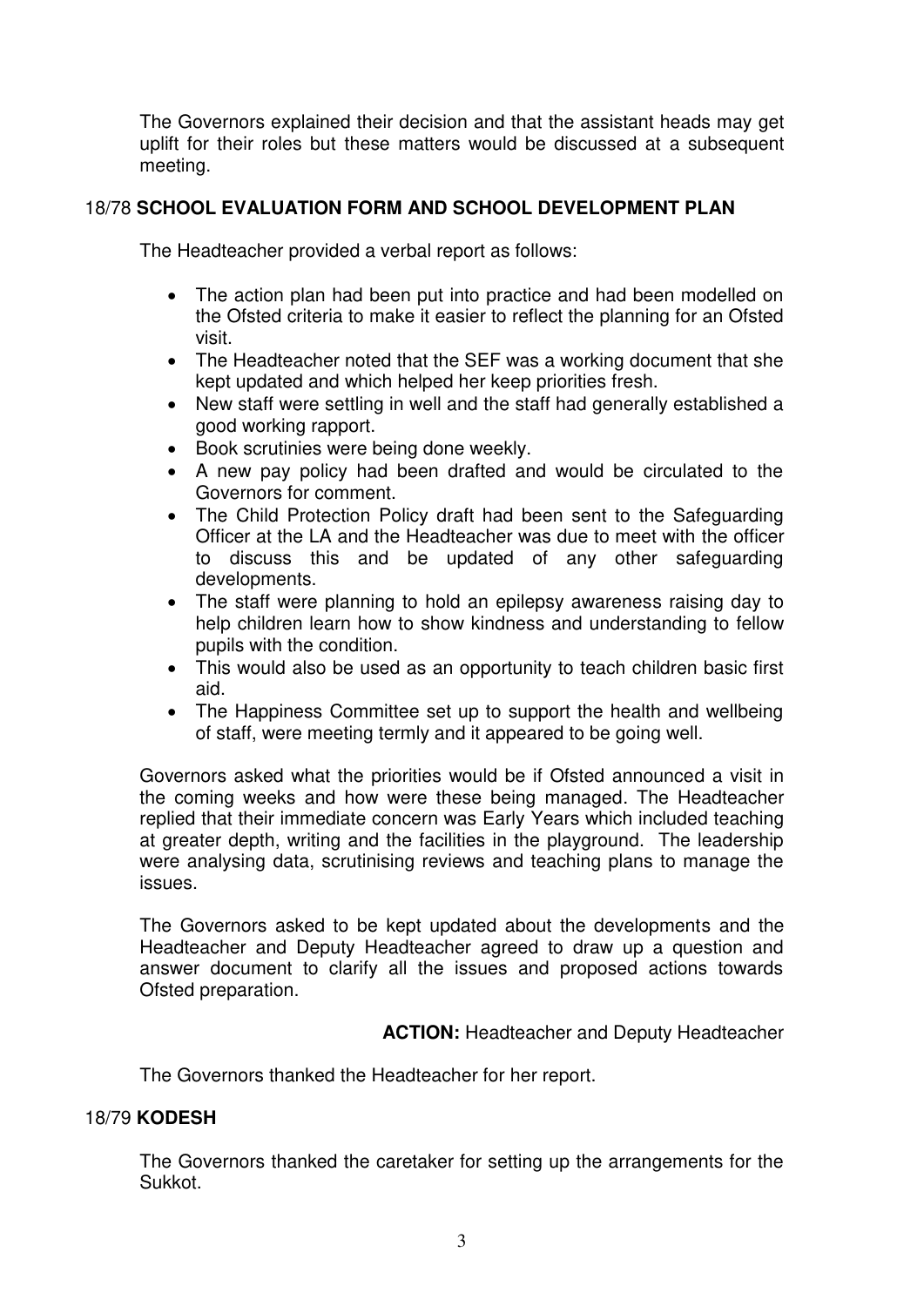The Governors explained their decision and that the assistant heads may get uplift for their roles but these matters would be discussed at a subsequent meeting.

## 18/78 **SCHOOL EVALUATION FORM AND SCHOOL DEVELOPMENT PLAN**

The Headteacher provided a verbal report as follows:

- The action plan had been put into practice and had been modelled on the Ofsted criteria to make it easier to reflect the planning for an Ofsted visit.
- The Headteacher noted that the SEF was a working document that she kept updated and which helped her keep priorities fresh.
- New staff were settling in well and the staff had generally established a good working rapport.
- Book scrutinies were being done weekly.
- A new pay policy had been drafted and would be circulated to the Governors for comment.
- The Child Protection Policy draft had been sent to the Safeguarding Officer at the LA and the Headteacher was due to meet with the officer to discuss this and be updated of any other safeguarding developments.
- The staff were planning to hold an epilepsy awareness raising day to help children learn how to show kindness and understanding to fellow pupils with the condition.
- This would also be used as an opportunity to teach children basic first aid.
- The Happiness Committee set up to support the health and wellbeing of staff, were meeting termly and it appeared to be going well.

Governors asked what the priorities would be if Ofsted announced a visit in the coming weeks and how were these being managed. The Headteacher replied that their immediate concern was Early Years which included teaching at greater depth, writing and the facilities in the playground. The leadership were analysing data, scrutinising reviews and teaching plans to manage the issues.

The Governors asked to be kept updated about the developments and the Headteacher and Deputy Headteacher agreed to draw up a question and answer document to clarify all the issues and proposed actions towards Ofsted preparation.

**ACTION:** Headteacher and Deputy Headteacher

The Governors thanked the Headteacher for her report.

## 18/79 **KODESH**

The Governors thanked the caretaker for setting up the arrangements for the Sukkot.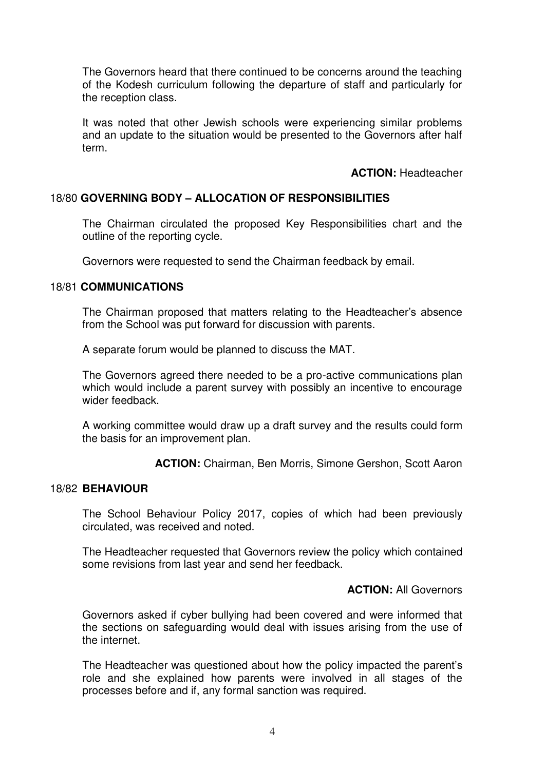The Governors heard that there continued to be concerns around the teaching of the Kodesh curriculum following the departure of staff and particularly for the reception class.

It was noted that other Jewish schools were experiencing similar problems and an update to the situation would be presented to the Governors after half term.

**ACTION:** Headteacher

## 18/80 GOVERNING BODY – ALLOCATION OF RESPONSIBILITIES

The Chairman circulated the proposed Key Responsibilities chart and the outline of the reporting cycle.

Governors were requested to send the Chairman feedback by email.

## 18/81 COMMUNICATIONS

The Chairman proposed that matters relating to the Headteacher's absence from the School was put forward for discussion with parents.

A separate forum would be planned to discuss the MAT.

The Governors agreed there needed to be a pro-active communications plan which would include a parent survey with possibly an incentive to encourage wider feedback.

A working committee would draw up a draft survey and the results could form the basis for an improvement plan.

**ACTION:** Chairman, Ben Morris, Simone Gershon, Scott Aaron

## 18/82 BEHAVIOUR

The School Behaviour Policy 2017, copies of which had been previously circulated, was received and noted.

The Headteacher requested that Governors review the policy which contained some revisions from last year and send her feedback.

**ACTION:** All Governors

Governors asked if cyber bullying had been covered and were informed that the sections on safeguarding would deal with issues arising from the use of the internet.

The Headteacher was questioned about how the policy impacted the parent's role and she explained how parents were involved in all stages of the processes before and if, any formal sanction was required.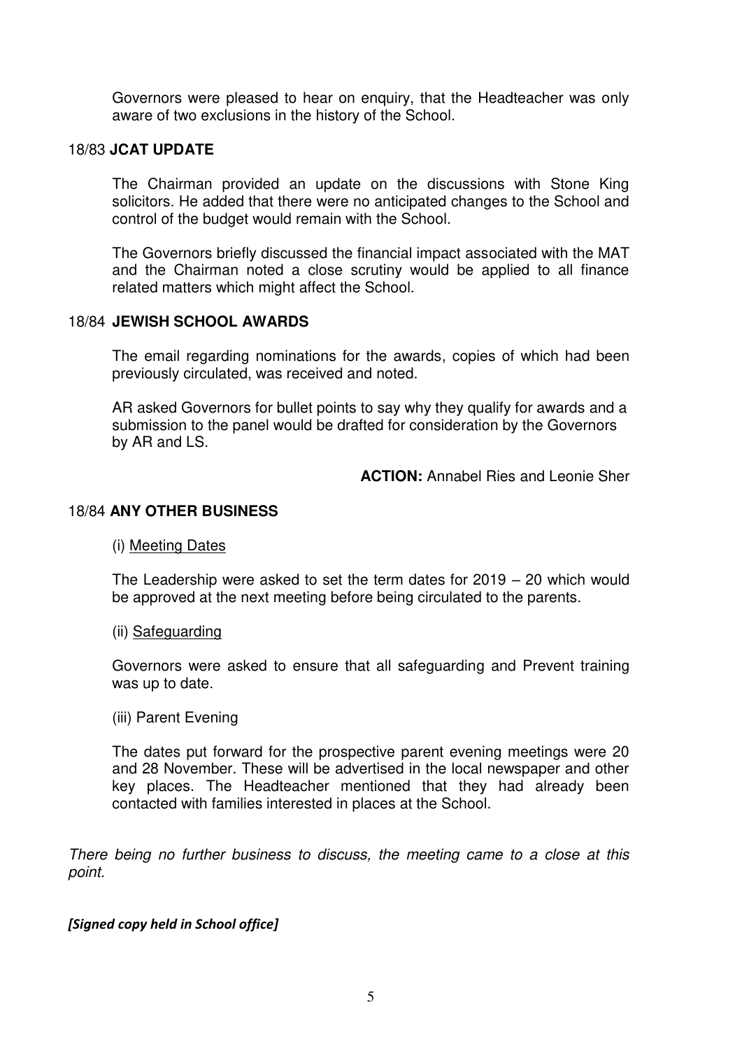Governors were pleased to hear on enquiry, that the Headteacher was only aware of two exclusions in the history of the School.

### 18/83 **JCAT UPDATE**

The Chairman provided an update on the discussions with Stone King solicitors. He added that there were no anticipated changes to the School and control of the budget would remain with the School.

The Governors briefly discussed the financial impact associated with the MAT and the Chairman noted a close scrutiny would be applied to all finance related matters which might affect the School.

### 18/84 **JEWISH SCHOOL AWARDS**

The email regarding nominations for the awards, copies of which had been previously circulated, was received and noted.

AR asked Governors for bullet points to say why they qualify for awards and a submission to the panel would be drafted for consideration by the Governors by AR and LS.

**ACTION:** Annabel Ries and Leonie Sher

### 18/84 **ANY OTHER BUSINESS**

(i) Meeting Dates

The Leadership were asked to set the term dates for 2019 – 20 which would be approved at the next meeting before being circulated to the parents.

(ii) Safeguarding

Governors were asked to ensure that all safeguarding and Prevent training was up to date.

(iii) Parent Evening

The dates put forward for the prospective parent evening meetings were 20 and 28 November. These will be advertised in the local newspaper and other key places. The Headteacher mentioned that they had already been contacted with families interested in places at the School.

*There being no further business to discuss, the meeting came to a close at this point.*

***[Signed copy held in School office]***